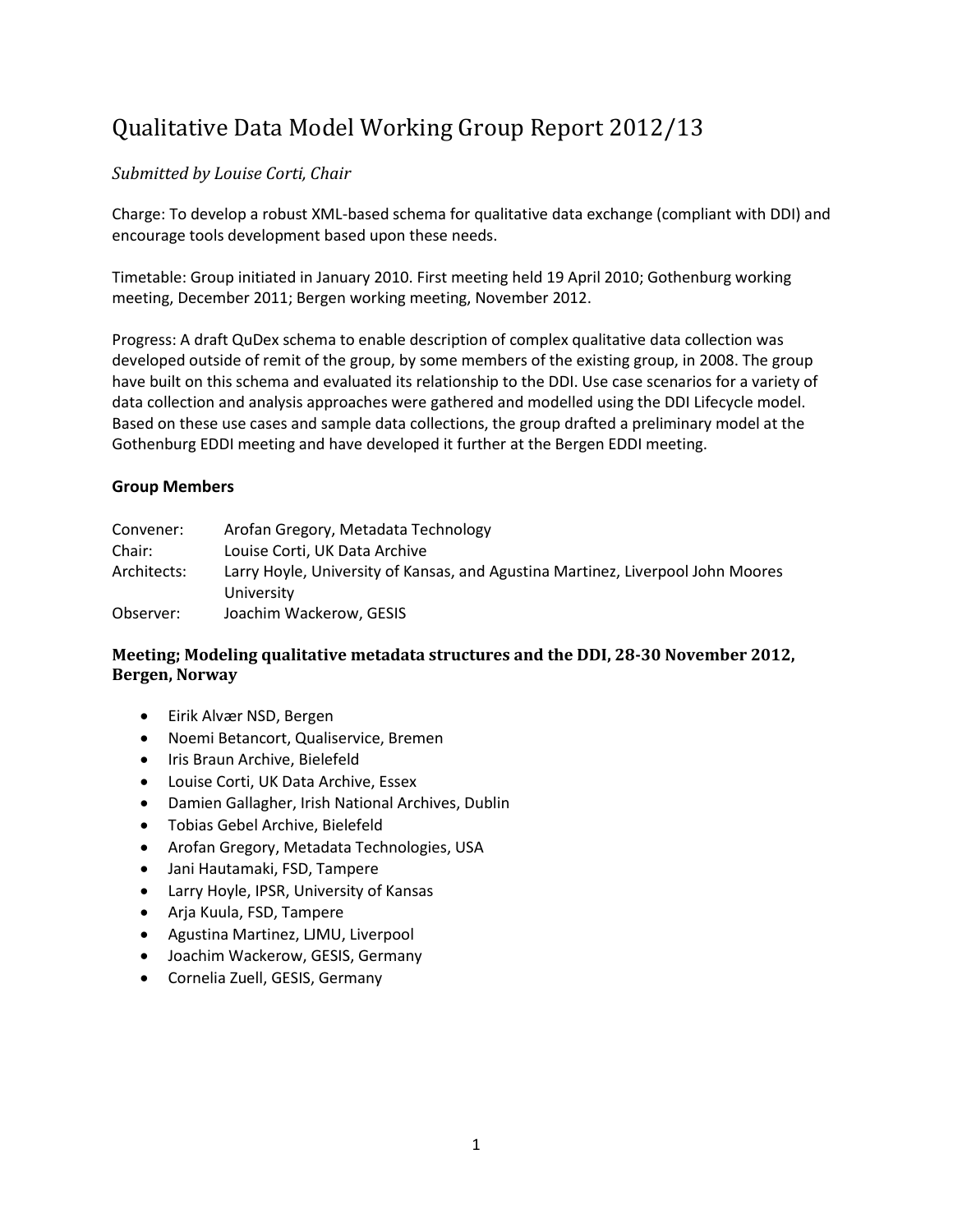# Qualitative Data Model Working Group Report 2012/13

*Submitted by Louise Corti, Chair*

Charge: To develop a robust XML-based schema for qualitative data exchange (compliant with DDI) and encourage tools development based upon these needs.

Timetable: Group initiated in January 2010. First meeting held 19 April 2010; Gothenburg working meeting, December 2011; Bergen working meeting, November 2012.

Progress: A draft QuDex schema to enable description of complex qualitative data collection was developed outside of remit of the group, by some members of the existing group, in 2008. The group have built on this schema and evaluated its relationship to the DDI. Use case scenarios for a variety of data collection and analysis approaches were gathered and modelled using the DDI Lifecycle model. Based on these use cases and sample data collections, the group drafted a preliminary model at the Gothenburg EDDI meeting and have developed it further at the Bergen EDDI meeting.

**Group Members**

| | |
|---|---|
| Convener: | Arofan Gregory, Metadata Technology |
| Chair: | Louise Corti, UK Data Archive |
| Architects: | Larry Hoyle, University of Kansas, and Agustina Martinez, Liverpool John Moores University |
| Observer: | Joachim Wackerow, GESIS |

### Meeting; Modeling qualitative metadata structures and the DDI, 28-30 November 2012, Bergen, Norway

- Eirik Alvær NSD, Bergen
- Noemi Betancort, Qualiservice, Bremen
- Iris Braun Archive, Bielefeld
- Louise Corti, UK Data Archive, Essex
- Damien Gallagher, Irish National Archives, Dublin
- Tobias Gebel Archive, Bielefeld
- Arofan Gregory, Metadata Technologies, USA
- Jani Hautamaki, FSD, Tampere
- Larry Hoyle, IPSR, University of Kansas
- Arja Kuula, FSD, Tampere
- Agustina Martinez, LJMU, Liverpool
- Joachim Wackerow, GESIS, Germany
- Cornelia Zuell, GESIS, Germany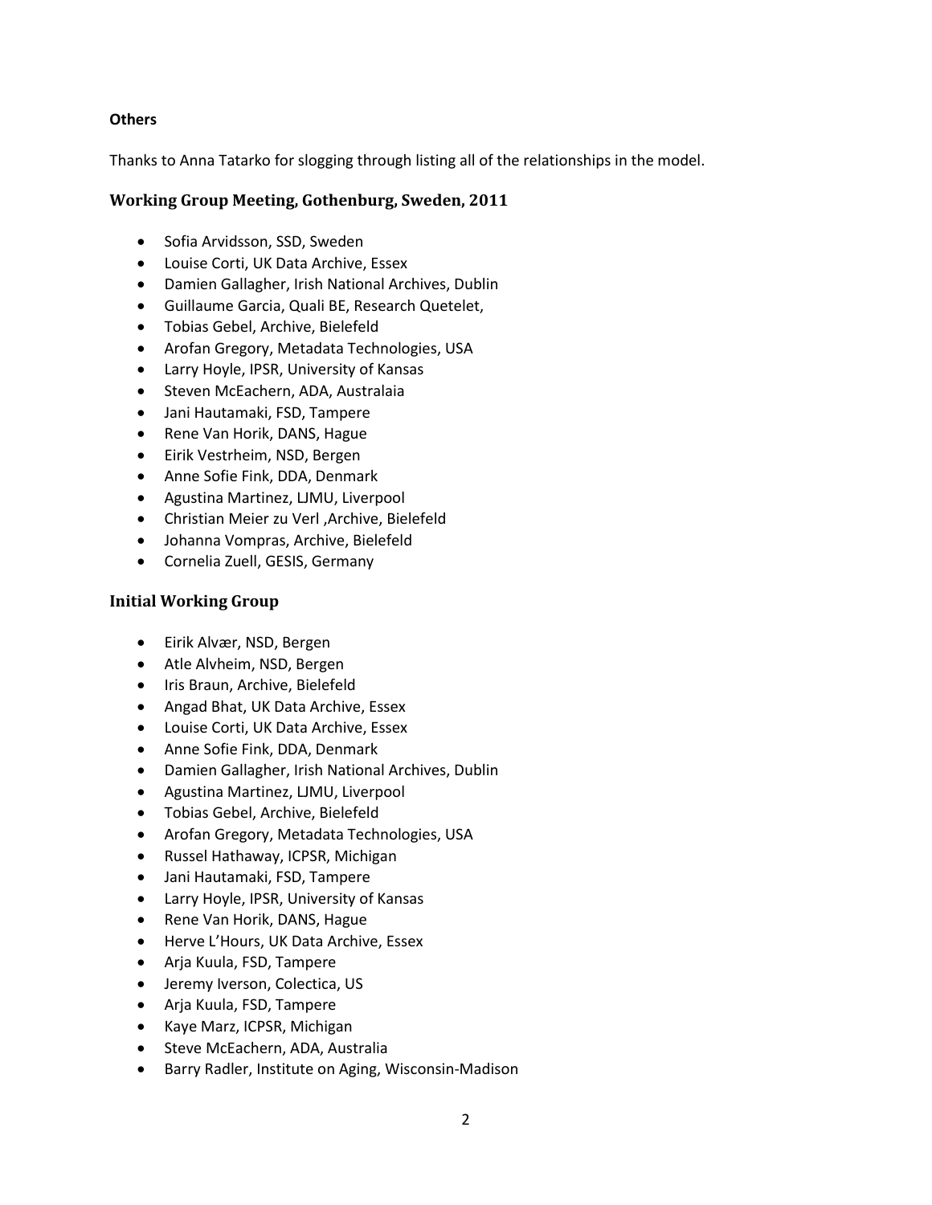**Others**

Thanks to Anna Tatarko for slogging through listing all of the relationships in the model.

### Working Group Meeting, Gothenburg, Sweden, 2011

- Sofia Arvidsson, SSD, Sweden
- Louise Corti, UK Data Archive, Essex
- Damien Gallagher, Irish National Archives, Dublin
- Guillaume Garcia, Quali BE, Research Quetelet,
- Tobias Gebel, Archive, Bielefeld
- Arofan Gregory, Metadata Technologies, USA
- Larry Hoyle, IPSR, University of Kansas
- Steven McEachern, ADA, Australaia
- Jani Hautamaki, FSD, Tampere
- Rene Van Horik, DANS, Hague
- Eirik Vestrheim, NSD, Bergen
- Anne Sofie Fink, DDA, Denmark
- Agustina Martinez, LJMU, Liverpool
- Christian Meier zu Verl ,Archive, Bielefeld
- Johanna Vompras, Archive, Bielefeld
- Cornelia Zuell, GESIS, Germany

### Initial Working Group

- Eirik Alvær, NSD, Bergen
- Atle Alvheim, NSD, Bergen
- Iris Braun, Archive, Bielefeld
- Angad Bhat, UK Data Archive, Essex
- Louise Corti, UK Data Archive, Essex
- Anne Sofie Fink, DDA, Denmark
- Damien Gallagher, Irish National Archives, Dublin
- Agustina Martinez, LJMU, Liverpool
- Tobias Gebel, Archive, Bielefeld
- Arofan Gregory, Metadata Technologies, USA
- Russel Hathaway, ICPSR, Michigan
- Jani Hautamaki, FSD, Tampere
- Larry Hoyle, IPSR, University of Kansas
- Rene Van Horik, DANS, Hague
- Herve L'Hours, UK Data Archive, Essex
- Arja Kuula, FSD, Tampere
- Jeremy Iverson, Colectica, US
- Arja Kuula, FSD, Tampere
- Kaye Marz, ICPSR, Michigan
- Steve McEachern, ADA, Australia
- Barry Radler, Institute on Aging, Wisconsin-Madison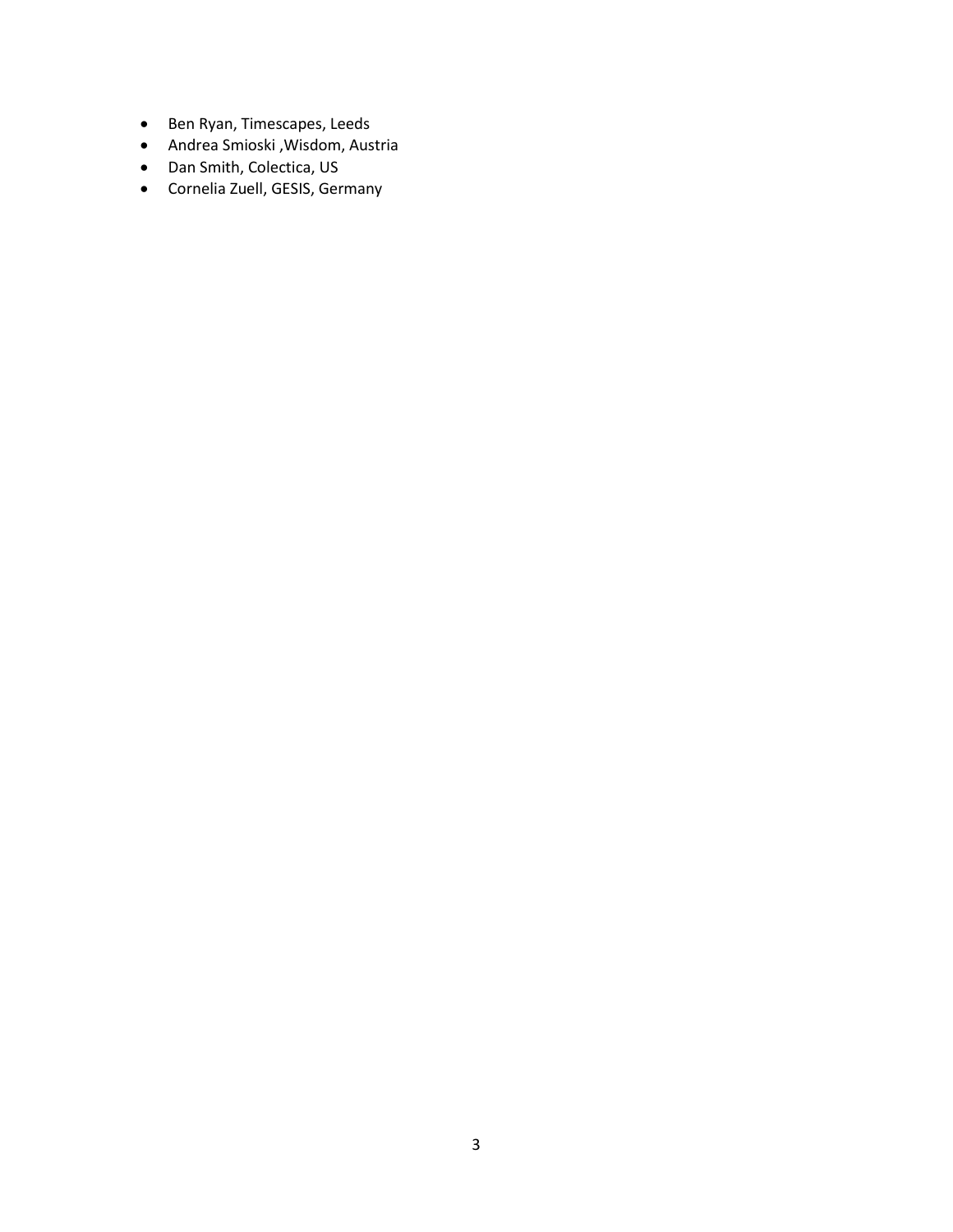- Ben Ryan, Timescapes, Leeds
- Andrea Smioski ,Wisdom, Austria
- Dan Smith, Colectica, US
- Cornelia Zuell, GESIS, Germany